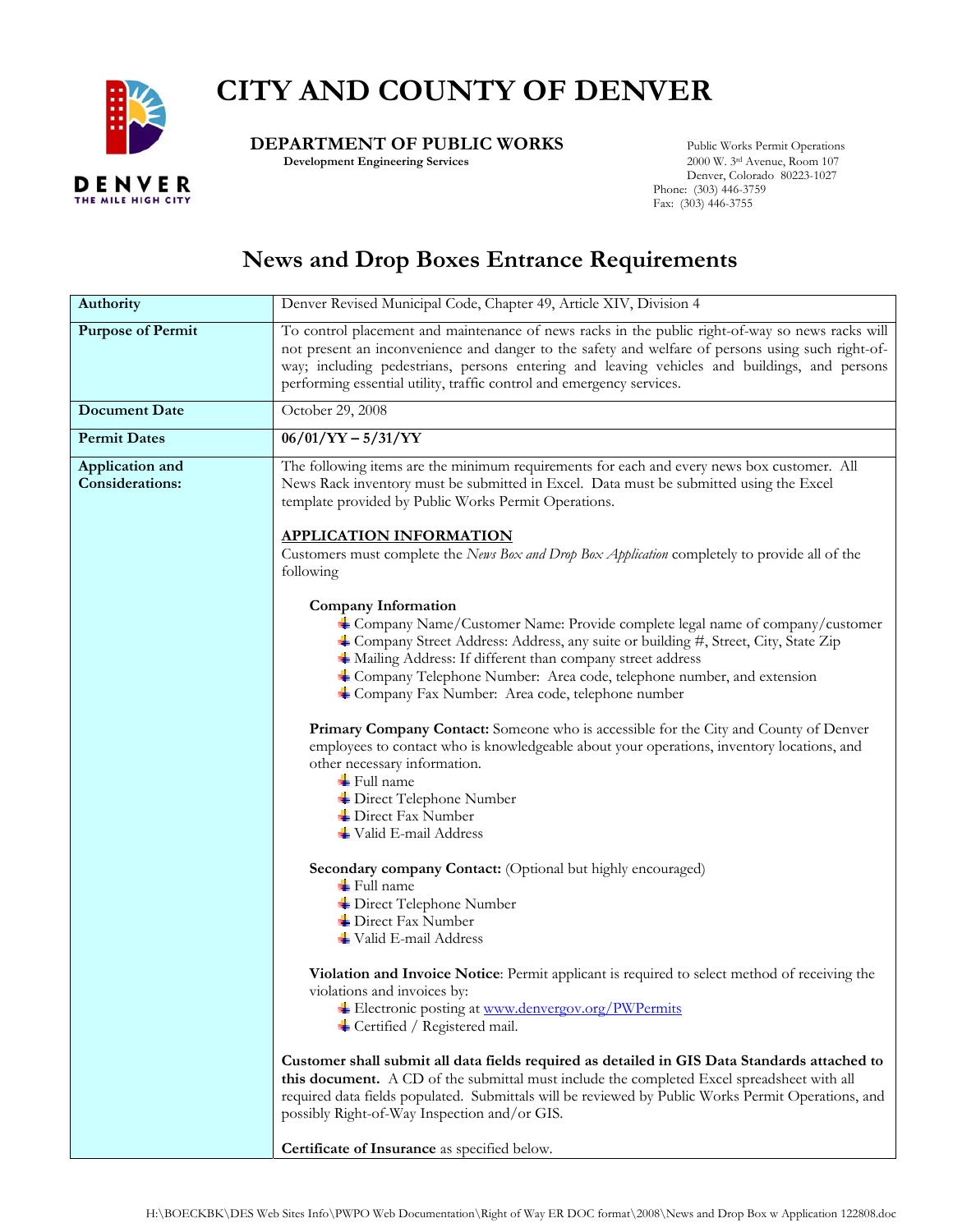# CITY AND COUNTY OF DENVER

**DEPARTMENT OF PUBLIC WORKS**
**Development Engineering Services**

Public Works Permit Operations
2000 W. 3rd Avenue, Room 107
Denver, Colorado 80223-1027
Phone: (303) 446-3759
Fax: (303) 446-3755

## News and Drop Boxes Entrance Requirements

| | |
|---|---|
| **Authority** | Denver Revised Municipal Code, Chapter 49, Article XIV, Division 4 |
| **Purpose of Permit** | To control placement and maintenance of news racks in the public right-of-way so news racks will not present an inconvenience and danger to the safety and welfare of persons using such right-of-way; including pedestrians, persons entering and leaving vehicles and buildings, and persons performing essential utility, traffic control and emergency services. |
| **Document Date** | October 29, 2008 |
| **Permit Dates** | **06/01/YY – 5/31/YY** |
| **Application and Considerations:** | The following items are the minimum requirements for each and every news box customer. All News Rack inventory must be submitted in Excel. Data must be submitted using the Excel template provided by Public Works Permit Operations.<br><br>**APPLICATION INFORMATION**<br>Customers must complete the *News Box and Drop Box Application* completely to provide all of the following<br><br>**Company Information**<br>- Company Name/Customer Name: Provide complete legal name of company/customer<br>- Company Street Address: Address, any suite or building #, Street, City, State Zip<br>- Mailing Address: If different than company street address<br>- Company Telephone Number: Area code, telephone number, and extension<br>- Company Fax Number: Area code, telephone number<br><br>**Primary Company Contact:** Someone who is accessible for the City and County of Denver employees to contact who is knowledgeable about your operations, inventory locations, and other necessary information.<br>- Full name<br>- Direct Telephone Number<br>- Direct Fax Number<br>- Valid E-mail Address<br><br>**Secondary company Contact:** (Optional but highly encouraged)<br>- Full name<br>- Direct Telephone Number<br>- Direct Fax Number<br>- Valid E-mail Address<br><br>**Violation and Invoice Notice**: Permit applicant is required to select method of receiving the violations and invoices by:<br>- Electronic posting at www.denvergov.org/PWPermits<br>- Certified / Registered mail.<br><br>**Customer shall submit all data fields required as detailed in GIS Data Standards attached to this document.** A CD of the submittal must include the completed Excel spreadsheet with all required data fields populated. Submittals will be reviewed by Public Works Permit Operations, and possibly Right-of-Way Inspection and/or GIS.<br><br>**Certificate of Insurance** as specified below. |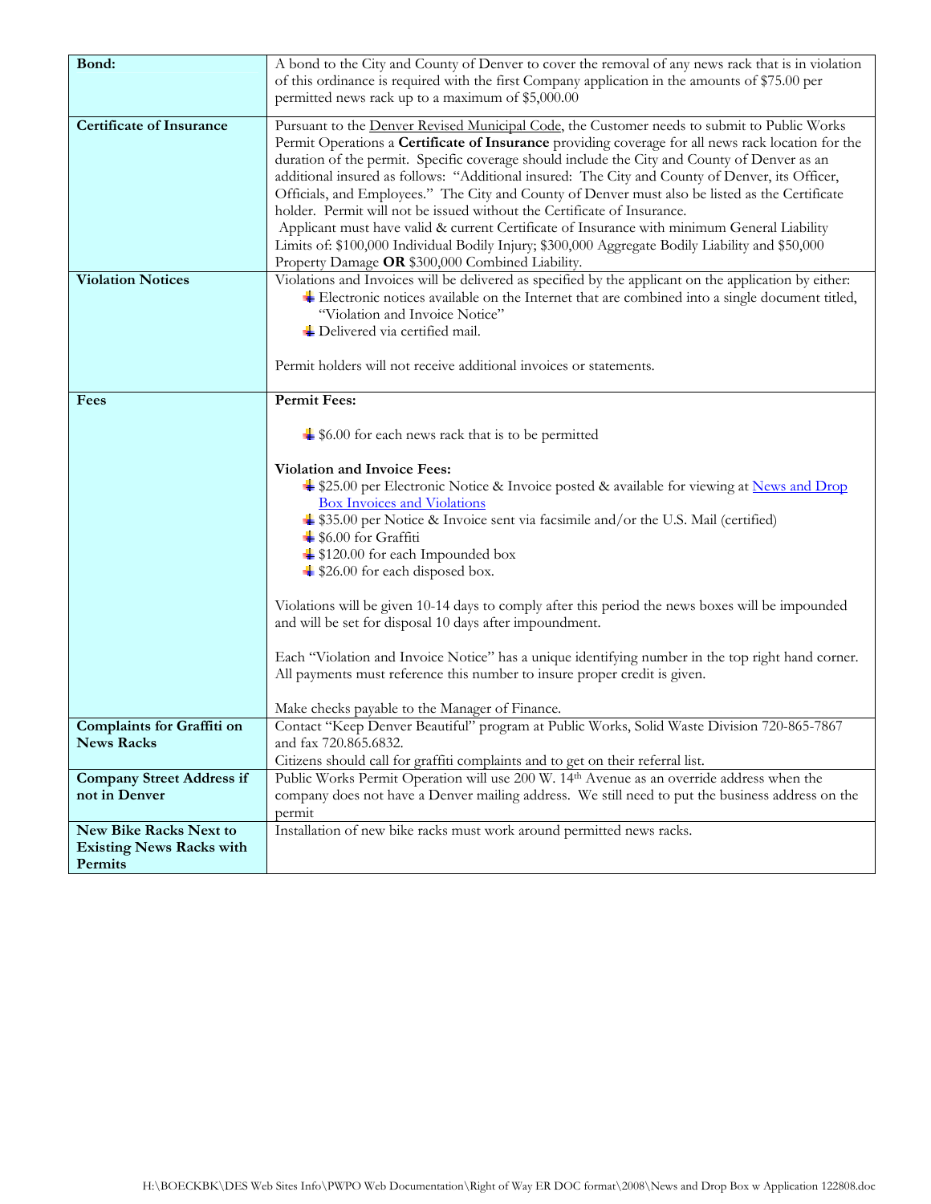| | |
|---|---|
| **Bond:** | A bond to the City and County of Denver to cover the removal of any news rack that is in violation of this ordinance is required with the first Company application in the amounts of $75.00 per permitted news rack up to a maximum of $5,000.00 |
| **Certificate of Insurance** | Pursuant to the Denver Revised Municipal Code, the Customer needs to submit to Public Works Permit Operations a **Certificate of Insurance** providing coverage for all news rack location for the duration of the permit. Specific coverage should include the City and County of Denver as an additional insured as follows: "Additional insured: The City and County of Denver, its Officer, Officials, and Employees." The City and County of Denver must also be listed as the Certificate holder. Permit will not be issued without the Certificate of Insurance.<br>Applicant must have valid & current Certificate of Insurance with minimum General Liability Limits of: $100,000 Individual Bodily Injury; $300,000 Aggregate Bodily Liability and $50,000 Property Damage **OR** $300,000 Combined Liability. |
| **Violation Notices** | Violations and Invoices will be delivered as specified by the applicant on the application by either:<br>- Electronic notices available on the Internet that are combined into a single document titled, "Violation and Invoice Notice"<br>- Delivered via certified mail.<br><br>Permit holders will not receive additional invoices or statements. |
| **Fees** | **Permit Fees:**<br>- $6.00 for each news rack that is to be permitted<br><br>**Violation and Invoice Fees:**<br>- $25.00 per Electronic Notice & Invoice posted & available for viewing at News and Drop Box Invoices and Violations<br>- $35.00 per Notice & Invoice sent via facsimile and/or the U.S. Mail (certified)<br>- $6.00 for Graffiti<br>- $120.00 for each Impounded box<br>- $26.00 for each disposed box.<br><br>Violations will be given 10-14 days to comply after this period the news boxes will be impounded and will be set for disposal 10 days after impoundment.<br><br>Each "Violation and Invoice Notice" has a unique identifying number in the top right hand corner. All payments must reference this number to insure proper credit is given.<br><br>Make checks payable to the Manager of Finance. |
| **Complaints for Graffiti on News Racks** | Contact "Keep Denver Beautiful" program at Public Works, Solid Waste Division 720-865-7867 and fax 720.865.6832.<br>Citizens should call for graffiti complaints and to get on their referral list. |
| **Company Street Address if not in Denver** | Public Works Permit Operation will use 200 W. 14th Avenue as an override address when the company does not have a Denver mailing address. We still need to put the business address on the permit |
| **New Bike Racks Next to Existing News Racks with Permits** | Installation of new bike racks must work around permitted news racks. |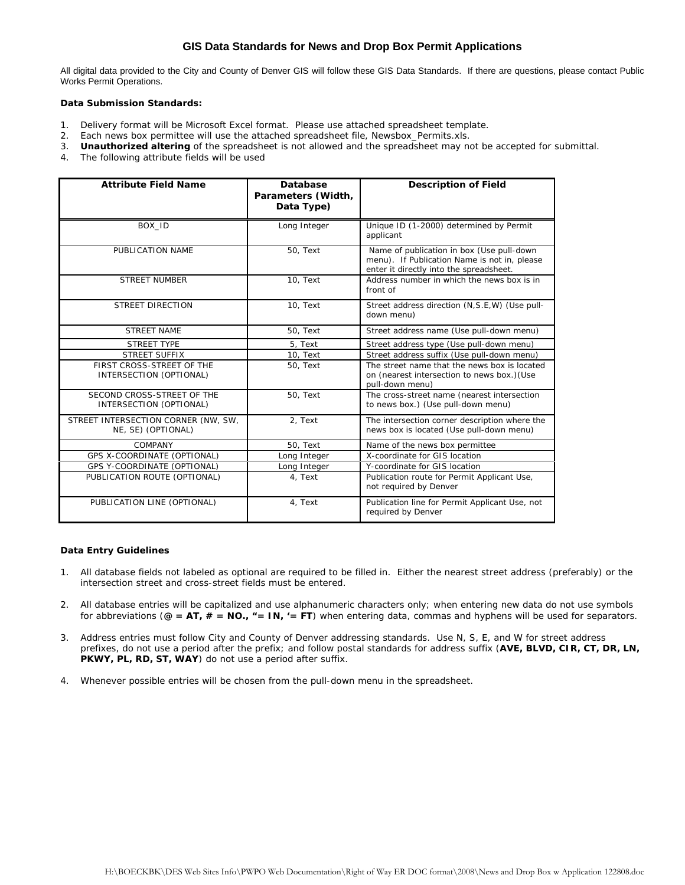# GIS Data Standards for News and Drop Box Permit Applications

All digital data provided to the City and County of Denver GIS will follow these GIS Data Standards. If there are questions, please contact Public Works Permit Operations.

**Data Submission Standards:**

1. Delivery format will be Microsoft Excel format. Please use attached spreadsheet template.
2. Each news box permittee will use the attached spreadsheet file, Newsbox_Permits.xls.
3. **Unauthorized altering** of the spreadsheet is not allowed and the spreadsheet may not be accepted for submittal.
4. The following attribute fields will be used

| Attribute Field Name | Database Parameters (Width, Data Type) | Description of Field |
|---|---|---|
| BOX_ID | Long Integer | Unique ID (1-2000) determined by Permit applicant |
| PUBLICATION NAME | 50, Text | Name of publication in box (Use pull-down menu). If Publication Name is not in, please enter it directly into the spreadsheet. |
| STREET NUMBER | 10, Text | Address number in which the news box is in front of |
| STREET DIRECTION | 10, Text | Street address direction (N,S.E,W) (Use pull-down menu) |
| STREET NAME | 50, Text | Street address name (Use pull-down menu) |
| STREET TYPE | 5, Text | Street address type (Use pull-down menu) |
| STREET SUFFIX | 10, Text | Street address suffix (Use pull-down menu) |
| FIRST CROSS-STREET OF THE INTERSECTION (OPTIONAL) | 50, Text | The street name that the news box is located on (nearest intersection to news box.)(Use pull-down menu) |
| SECOND CROSS-STREET OF THE INTERSECTION (OPTIONAL) | 50, Text | The cross-street name (nearest intersection to news box.) (Use pull-down menu) |
| STREET INTERSECTION CORNER (NW, SW, NE, SE) (OPTIONAL) | 2, Text | The intersection corner description where the news box is located (Use pull-down menu) |
| COMPANY | 50, Text | Name of the news box permittee |
| GPS X-COORDINATE (OPTIONAL) | Long Integer | X-coordinate for GIS location |
| GPS Y-COORDINATE (OPTIONAL) | Long Integer | Y-coordinate for GIS location |
| PUBLICATION ROUTE (OPTIONAL) | 4, Text | Publication route for Permit Applicant Use, not required by Denver |
| PUBLICATION LINE (OPTIONAL) | 4, Text | Publication line for Permit Applicant Use, not required by Denver |

**Data Entry Guidelines**

1. All database fields not labeled as optional are required to be filled in. Either the nearest street address (preferably) or the intersection street and cross-street fields must be entered.

2. All database entries will be capitalized and use alphanumeric characters only; when entering new data do not use symbols for abbreviations (**@ = AT, # = NO., "= IN, '= FT**) when entering data, commas and hyphens will be used for separators.

3. Address entries must follow City and County of Denver addressing standards. Use N, S, E, and W for street address prefixes, do not use a period after the prefix; and follow postal standards for address suffix (**AVE, BLVD, CIR, CT, DR, LN, PKWY, PL, RD, ST, WAY**) do not use a period after suffix.

4. Whenever possible entries will be chosen from the pull-down menu in the spreadsheet.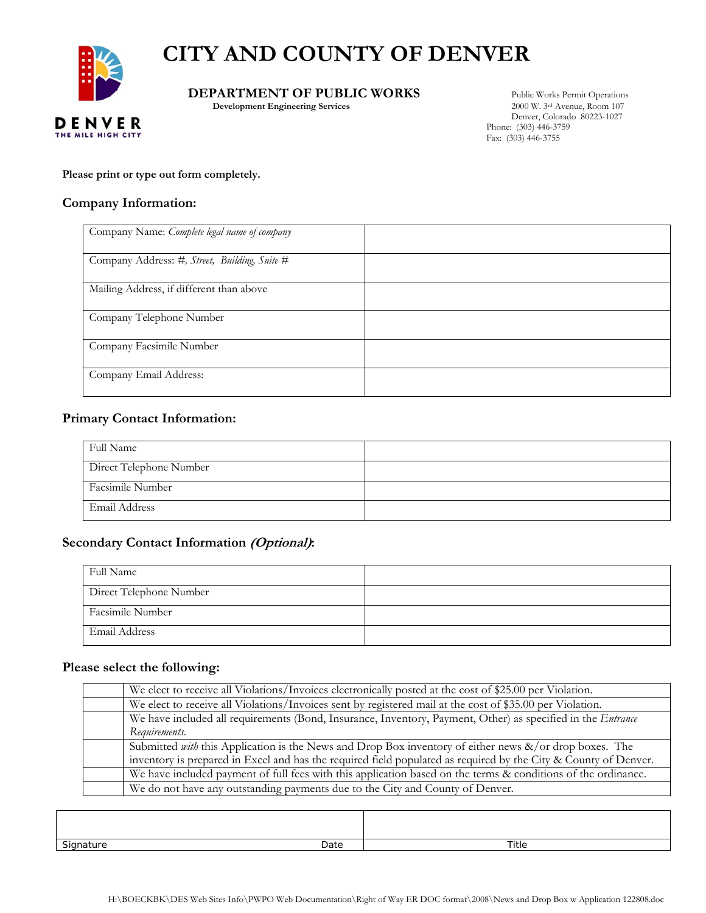# CITY AND COUNTY OF DENVER

**DEPARTMENT OF PUBLIC WORKS**
**Development Engineering Services**

Public Works Permit Operations
2000 W. 3rd Avenue, Room 107
Denver, Colorado 80223-1027
Phone: (303) 446-3759
Fax: (303) 446-3755

**Please print or type out form completely.**

### Company Information:

| | |
|---|---|
| Company Name: *Complete legal name of company* | |
| Company Address: #, *Street, Building, Suite #* | |
| Mailing Address, if different than above | |
| Company Telephone Number | |
| Company Facsimile Number | |
| Company Email Address: | |

### Primary Contact Information:

| | |
|---|---|
| Full Name | |
| Direct Telephone Number | |
| Facsimile Number | |
| Email Address | |

### Secondary Contact Information *(Optional)*:

| | |
|---|---|
| Full Name | |
| Direct Telephone Number | |
| Facsimile Number | |
| Email Address | |

### Please select the following:

| | |
|---|---|
| | We elect to receive all Violations/Invoices electronically posted at the cost of $25.00 per Violation. |
| | We elect to receive all Violations/Invoices sent by registered mail at the cost of $35.00 per Violation. |
| | We have included all requirements (Bond, Insurance, Inventory, Payment, Other) as specified in the *Entrance Requirements*. |
| | Submitted *with* this Application is the News and Drop Box inventory of either news &/or drop boxes. The inventory is prepared in Excel and has the required field populated as required by the City & County of Denver. |
| | We have included payment of full fees with this application based on the terms & conditions of the ordinance. |
| | We do not have any outstanding payments due to the City and County of Denver. |

| | |
|---|---|
| | |
| Signature Date | Title |

H:\BOECKBK\DES Web Sites Info\PWPO Web Documentation\Right of Way ER DOC format\2008\News and Drop Box w Application 122808.doc